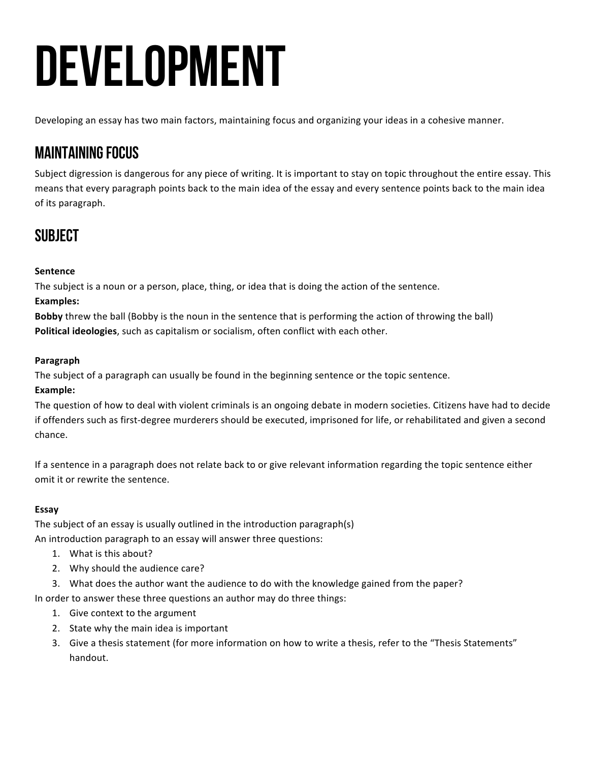# DEVELOPMENT

Developing an essay has two main factors, maintaining focus and organizing your ideas in a cohesive manner.

## MAINTAINING FOCUS

Subject digression is dangerous for any piece of writing. It is important to stay on topic throughout the entire essay. This means that every paragraph points back to the main idea of the essay and every sentence points back to the main idea of its paragraph.

## SUBJECT

**Sentence**

The subject is a noun or a person, place, thing, or idea that is doing the action of the sentence.

**Examples:**

**Bobby** threw the ball (Bobby is the noun in the sentence that is performing the action of throwing the ball)

**Political ideologies**, such as capitalism or socialism, often conflict with each other.

**Paragraph**

The subject of a paragraph can usually be found in the beginning sentence or the topic sentence.

**Example:**

The question of how to deal with violent criminals is an ongoing debate in modern societies. Citizens have had to decide if offenders such as first-degree murderers should be executed, imprisoned for life, or rehabilitated and given a second chance.

If a sentence in a paragraph does not relate back to or give relevant information regarding the topic sentence either omit it or rewrite the sentence.

**Essay**

The subject of an essay is usually outlined in the introduction paragraph(s)

An introduction paragraph to an essay will answer three questions:

1. What is this about?
2. Why should the audience care?
3. What does the author want the audience to do with the knowledge gained from the paper?

In order to answer these three questions an author may do three things:

1. Give context to the argument
2. State why the main idea is important
3. Give a thesis statement (for more information on how to write a thesis, refer to the "Thesis Statements" handout.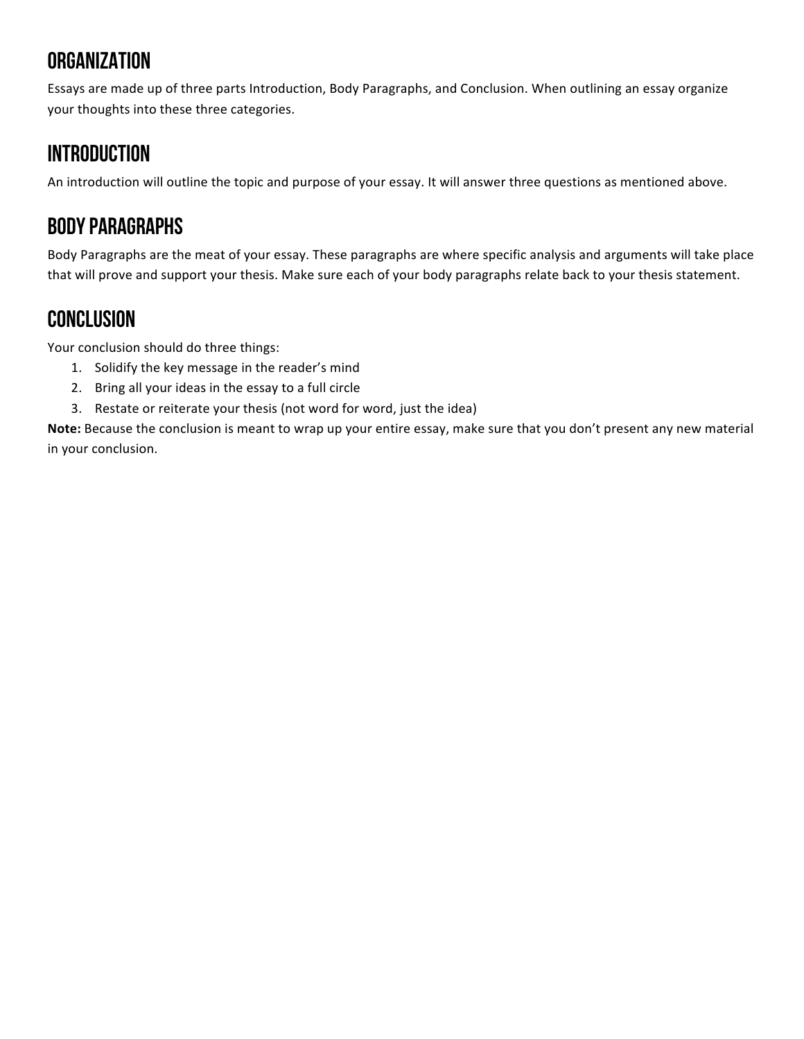## ORGANIZATION

Essays are made up of three parts Introduction, Body Paragraphs, and Conclusion. When outlining an essay organize your thoughts into these three categories.

## INTRODUCTION

An introduction will outline the topic and purpose of your essay. It will answer three questions as mentioned above.

## BODY PARAGRAPHS

Body Paragraphs are the meat of your essay. These paragraphs are where specific analysis and arguments will take place that will prove and support your thesis. Make sure each of your body paragraphs relate back to your thesis statement.

## CONCLUSION

Your conclusion should do three things:

1. Solidify the key message in the reader's mind
2. Bring all your ideas in the essay to a full circle
3. Restate or reiterate your thesis (not word for word, just the idea)

**Note:** Because the conclusion is meant to wrap up your entire essay, make sure that you don't present any new material in your conclusion.